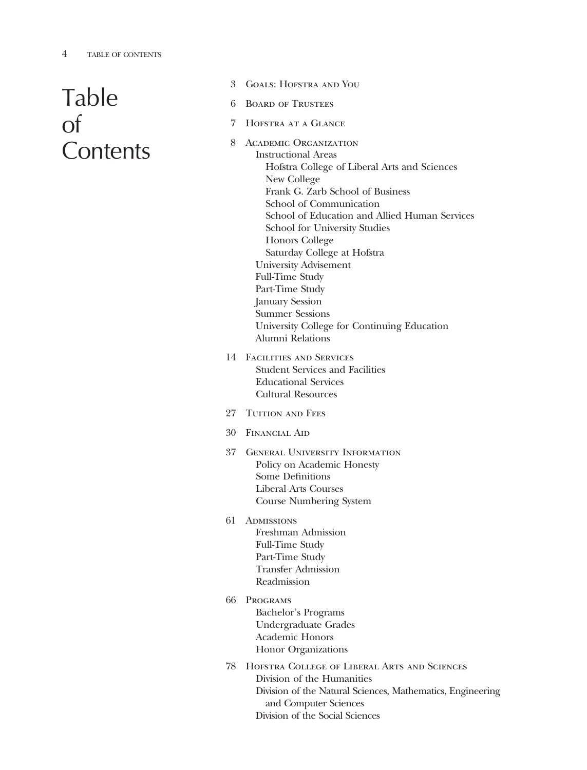# Table of Contents

3 Goals: Hofstra and You

6 Board of Trustees

7 Hofstra at a Glance

8 Academic Organization
- Instructional Areas
  - Hofstra College of Liberal Arts and Sciences
  - New College
  - Frank G. Zarb School of Business
  - School of Communication
  - School of Education and Allied Human Services
  - School for University Studies
  - Honors College
  - Saturday College at Hofstra
- University Advisement
- Full-Time Study
- Part-Time Study
- January Session
- Summer Sessions
- University College for Continuing Education
- Alumni Relations

14 Facilities and Services
- Student Services and Facilities
- Educational Services
- Cultural Resources

27 Tuition and Fees

30 Financial Aid

37 General University Information
- Policy on Academic Honesty
- Some Definitions
- Liberal Arts Courses
- Course Numbering System

61 Admissions
- Freshman Admission
- Full-Time Study
- Part-Time Study
- Transfer Admission
- Readmission

66 Programs
- Bachelor's Programs
- Undergraduate Grades
- Academic Honors
- Honor Organizations

78 Hofstra College of Liberal Arts and Sciences
- Division of the Humanities
- Division of the Natural Sciences, Mathematics, Engineering and Computer Sciences
- Division of the Social Sciences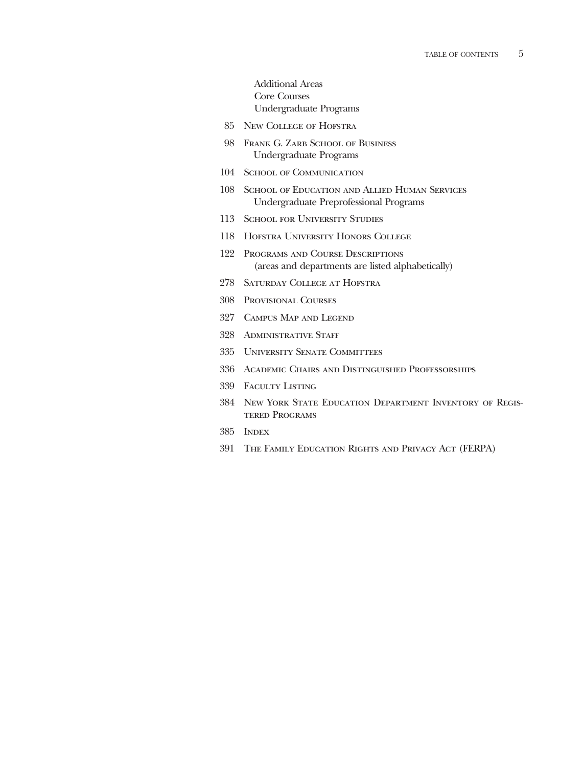Additional Areas
Core Courses
Undergraduate Programs

85 New College of Hofstra

98 Frank G. Zarb School of Business
Undergraduate Programs

104 School of Communication

108 School of Education and Allied Human Services
Undergraduate Preprofessional Programs

113 School for University Studies

118 Hofstra University Honors College

122 Programs and Course Descriptions
(areas and departments are listed alphabetically)

278 Saturday College at Hofstra

308 Provisional Courses

327 Campus Map and Legend

328 Administrative Staff

335 University Senate Committees

336 Academic Chairs and Distinguished Professorships

339 Faculty Listing

384 New York State Education Department Inventory of Registered Programs

385 Index

391 The Family Education Rights and Privacy Act (FERPA)